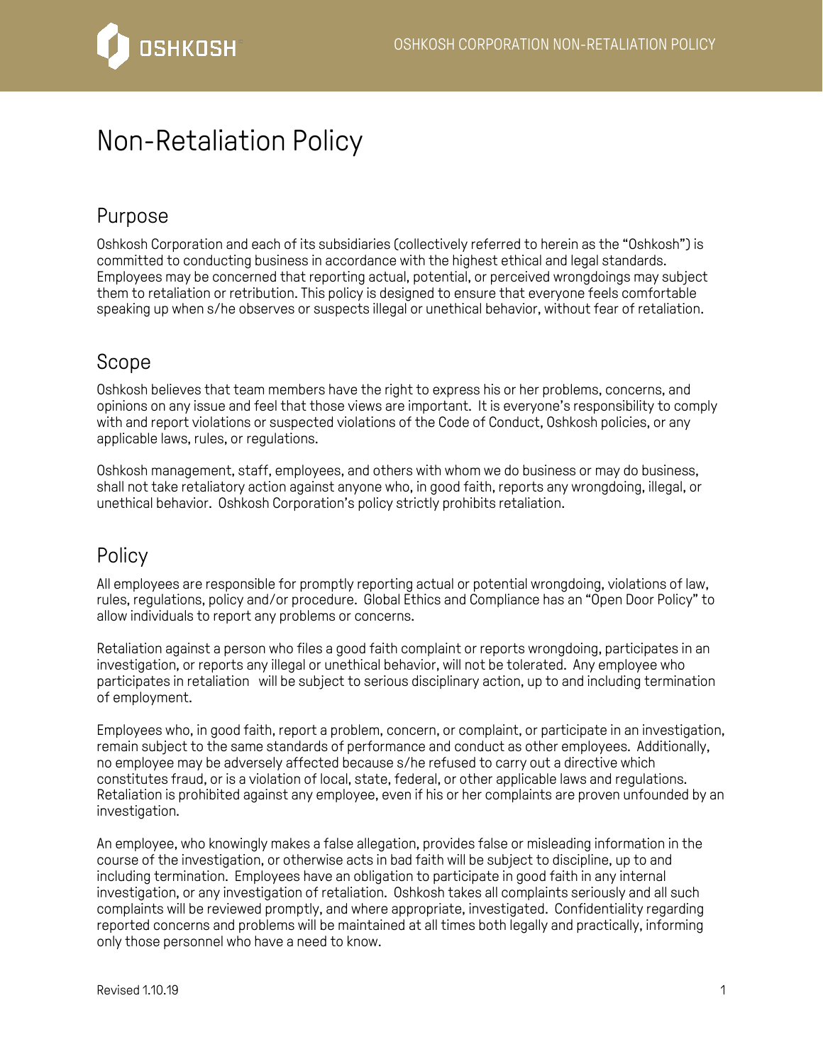# Non-Retaliation Policy

## Purpose

Oshkosh Corporation and each of its subsidiaries (collectively referred to herein as the "Oshkosh") is committed to conducting business in accordance with the highest ethical and legal standards. Employees may be concerned that reporting actual, potential, or perceived wrongdoings may subject them to retaliation or retribution. This policy is designed to ensure that everyone feels comfortable speaking up when s/he observes or suspects illegal or unethical behavior, without fear of retaliation.

## Scope

Oshkosh believes that team members have the right to express his or her problems, concerns, and opinions on any issue and feel that those views are important. It is everyone's responsibility to comply with and report violations or suspected violations of the Code of Conduct, Oshkosh policies, or any applicable laws, rules, or regulations.

Oshkosh management, staff, employees, and others with whom we do business or may do business, shall not take retaliatory action against anyone who, in good faith, reports any wrongdoing, illegal, or unethical behavior. Oshkosh Corporation's policy strictly prohibits retaliation.

## Policy

All employees are responsible for promptly reporting actual or potential wrongdoing, violations of law, rules, regulations, policy and/or procedure. Global Ethics and Compliance has an "Open Door Policy" to allow individuals to report any problems or concerns.

Retaliation against a person who files a good faith complaint or reports wrongdoing, participates in an investigation, or reports any illegal or unethical behavior, will not be tolerated. Any employee who participates in retaliation will be subject to serious disciplinary action, up to and including termination of employment.

Employees who, in good faith, report a problem, concern, or complaint, or participate in an investigation, remain subject to the same standards of performance and conduct as other employees. Additionally, no employee may be adversely affected because s/he refused to carry out a directive which constitutes fraud, or is a violation of local, state, federal, or other applicable laws and regulations. Retaliation is prohibited against any employee, even if his or her complaints are proven unfounded by an investigation.

An employee, who knowingly makes a false allegation, provides false or misleading information in the course of the investigation, or otherwise acts in bad faith will be subject to discipline, up to and including termination. Employees have an obligation to participate in good faith in any internal investigation, or any investigation of retaliation. Oshkosh takes all complaints seriously and all such complaints will be reviewed promptly, and where appropriate, investigated. Confidentiality regarding reported concerns and problems will be maintained at all times both legally and practically, informing only those personnel who have a need to know.

Revised 1.10.19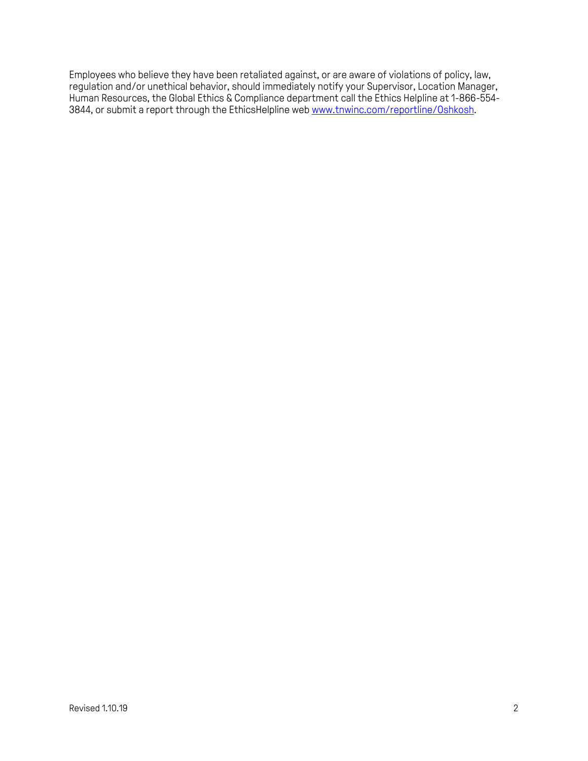Employees who believe they have been retaliated against, or are aware of violations of policy, law, regulation and/or unethical behavior, should immediately notify your Supervisor, Location Manager, Human Resources, the Global Ethics & Compliance department call the Ethics Helpline at 1-866-554-3844, or submit a report through the EthicsHelpline web [www.tnwinc.com/reportline/Oshkosh](http://www.tnwinc.com/reportline/Oshkosh).

Revised 1.10.19